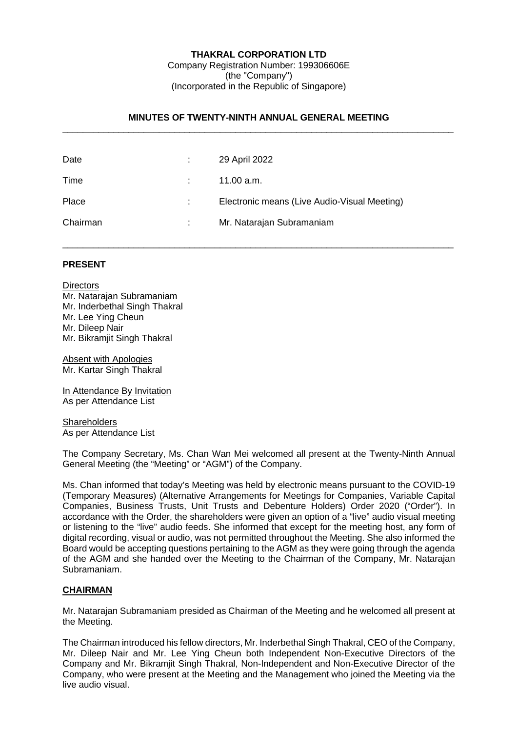**THAKRAL CORPORATION LTD**
Company Registration Number: 199306606E
(the "Company")
(Incorporated in the Republic of Singapore)

## MINUTES OF TWENTY-NINTH ANNUAL GENERAL MEETING

---

| | | |
|---|---|---|
| Date | : | 29 April 2022 |
| Time | : | 11.00 a.m. |
| Place | : | Electronic means (Live Audio-Visual Meeting) |
| Chairman | : | Mr. Natarajan Subramaniam |

---

**PRESENT**

Directors
Mr. Natarajan Subramaniam
Mr. Inderbethal Singh Thakral
Mr. Lee Ying Cheun
Mr. Dileep Nair
Mr. Bikramjit Singh Thakral

Absent with Apologies
Mr. Kartar Singh Thakral

In Attendance By Invitation
As per Attendance List

Shareholders
As per Attendance List

The Company Secretary, Ms. Chan Wan Mei welcomed all present at the Twenty-Ninth Annual General Meeting (the "Meeting" or "AGM") of the Company.

Ms. Chan informed that today's Meeting was held by electronic means pursuant to the COVID-19 (Temporary Measures) (Alternative Arrangements for Meetings for Companies, Variable Capital Companies, Business Trusts, Unit Trusts and Debenture Holders) Order 2020 ("Order"). In accordance with the Order, the shareholders were given an option of a "live" audio visual meeting or listening to the "live" audio feeds. She informed that except for the meeting host, any form of digital recording, visual or audio, was not permitted throughout the Meeting. She also informed the Board would be accepting questions pertaining to the AGM as they were going through the agenda of the AGM and she handed over the Meeting to the Chairman of the Company, Mr. Natarajan Subramaniam.

**CHAIRMAN**

Mr. Natarajan Subramaniam presided as Chairman of the Meeting and he welcomed all present at the Meeting.

The Chairman introduced his fellow directors, Mr. Inderbethal Singh Thakral, CEO of the Company, Mr. Dileep Nair and Mr. Lee Ying Cheun both Independent Non-Executive Directors of the Company and Mr. Bikramjit Singh Thakral, Non-Independent and Non-Executive Director of the Company, who were present at the Meeting and the Management who joined the Meeting via the live audio visual.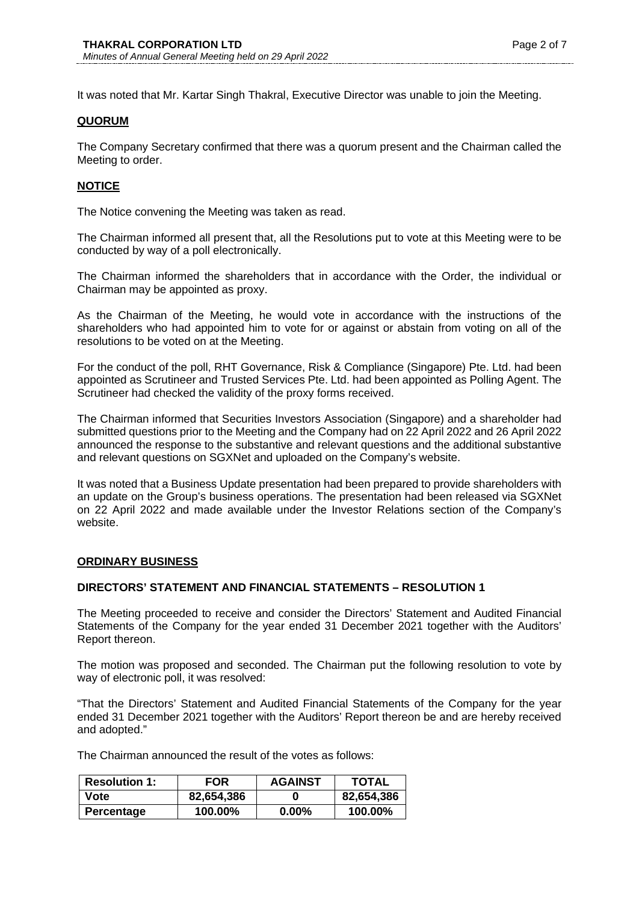It was noted that Mr. Kartar Singh Thakral, Executive Director was unable to join the Meeting.

## QUORUM

The Company Secretary confirmed that there was a quorum present and the Chairman called the Meeting to order.

## NOTICE

The Notice convening the Meeting was taken as read.

The Chairman informed all present that, all the Resolutions put to vote at this Meeting were to be conducted by way of a poll electronically.

The Chairman informed the shareholders that in accordance with the Order, the individual or Chairman may be appointed as proxy.

As the Chairman of the Meeting, he would vote in accordance with the instructions of the shareholders who had appointed him to vote for or against or abstain from voting on all of the resolutions to be voted on at the Meeting.

For the conduct of the poll, RHT Governance, Risk & Compliance (Singapore) Pte. Ltd. had been appointed as Scrutineer and Trusted Services Pte. Ltd. had been appointed as Polling Agent. The Scrutineer had checked the validity of the proxy forms received.

The Chairman informed that Securities Investors Association (Singapore) and a shareholder had submitted questions prior to the Meeting and the Company had on 22 April 2022 and 26 April 2022 announced the response to the substantive and relevant questions and the additional substantive and relevant questions on SGXNet and uploaded on the Company's website.

It was noted that a Business Update presentation had been prepared to provide shareholders with an update on the Group's business operations. The presentation had been released via SGXNet on 22 April 2022 and made available under the Investor Relations section of the Company's website.

## ORDINARY BUSINESS

### DIRECTORS' STATEMENT AND FINANCIAL STATEMENTS – RESOLUTION 1

The Meeting proceeded to receive and consider the Directors' Statement and Audited Financial Statements of the Company for the year ended 31 December 2021 together with the Auditors' Report thereon.

The motion was proposed and seconded. The Chairman put the following resolution to vote by way of electronic poll, it was resolved:

"That the Directors' Statement and Audited Financial Statements of the Company for the year ended 31 December 2021 together with the Auditors' Report thereon be and are hereby received and adopted."

The Chairman announced the result of the votes as follows:

| Resolution 1: | FOR | AGAINST | TOTAL |
|---|---|---|---|
| Vote | 82,654,386 | 0 | 82,654,386 |
| Percentage | 100.00% | 0.00% | 100.00% |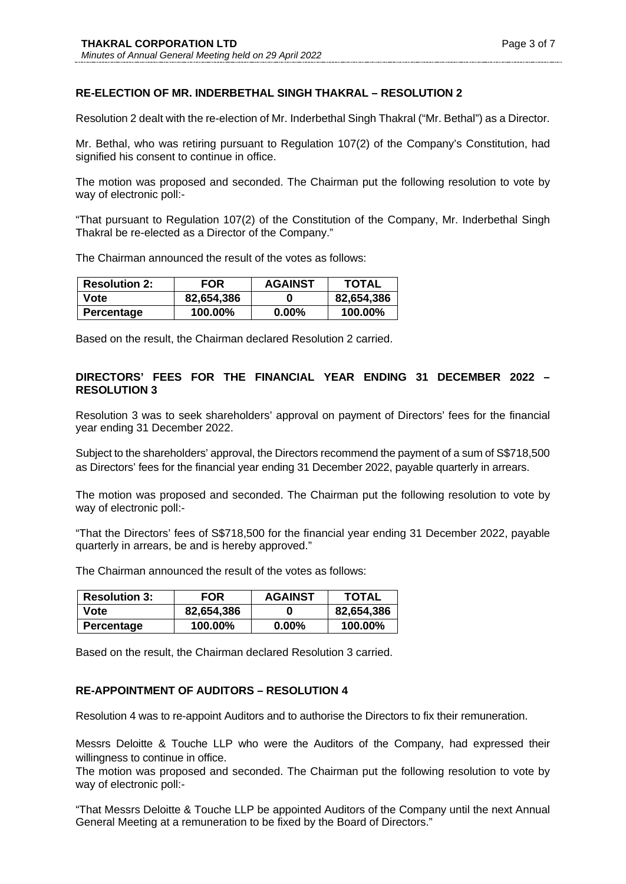**RE-ELECTION OF MR. INDERBETHAL SINGH THAKRAL – RESOLUTION 2**

Resolution 2 dealt with the re-election of Mr. Inderbethal Singh Thakral ("Mr. Bethal") as a Director.

Mr. Bethal, who was retiring pursuant to Regulation 107(2) of the Company's Constitution, had signified his consent to continue in office.

The motion was proposed and seconded. The Chairman put the following resolution to vote by way of electronic poll:-

"That pursuant to Regulation 107(2) of the Constitution of the Company, Mr. Inderbethal Singh Thakral be re-elected as a Director of the Company."

The Chairman announced the result of the votes as follows:

| Resolution 2: | FOR | AGAINST | TOTAL |
|---|---|---|---|
| Vote | 82,654,386 | 0 | 82,654,386 |
| Percentage | 100.00% | 0.00% | 100.00% |

Based on the result, the Chairman declared Resolution 2 carried.

**DIRECTORS' FEES FOR THE FINANCIAL YEAR ENDING 31 DECEMBER 2022 – RESOLUTION 3**

Resolution 3 was to seek shareholders' approval on payment of Directors' fees for the financial year ending 31 December 2022.

Subject to the shareholders' approval, the Directors recommend the payment of a sum of S$718,500 as Directors' fees for the financial year ending 31 December 2022, payable quarterly in arrears.

The motion was proposed and seconded. The Chairman put the following resolution to vote by way of electronic poll:-

"That the Directors' fees of S$718,500 for the financial year ending 31 December 2022, payable quarterly in arrears, be and is hereby approved."

The Chairman announced the result of the votes as follows:

| Resolution 3: | FOR | AGAINST | TOTAL |
|---|---|---|---|
| Vote | 82,654,386 | 0 | 82,654,386 |
| Percentage | 100.00% | 0.00% | 100.00% |

Based on the result, the Chairman declared Resolution 3 carried.

**RE-APPOINTMENT OF AUDITORS – RESOLUTION 4**

Resolution 4 was to re-appoint Auditors and to authorise the Directors to fix their remuneration.

Messrs Deloitte & Touche LLP who were the Auditors of the Company, had expressed their willingness to continue in office.
The motion was proposed and seconded. The Chairman put the following resolution to vote by way of electronic poll:-

"That Messrs Deloitte & Touche LLP be appointed Auditors of the Company until the next Annual General Meeting at a remuneration to be fixed by the Board of Directors."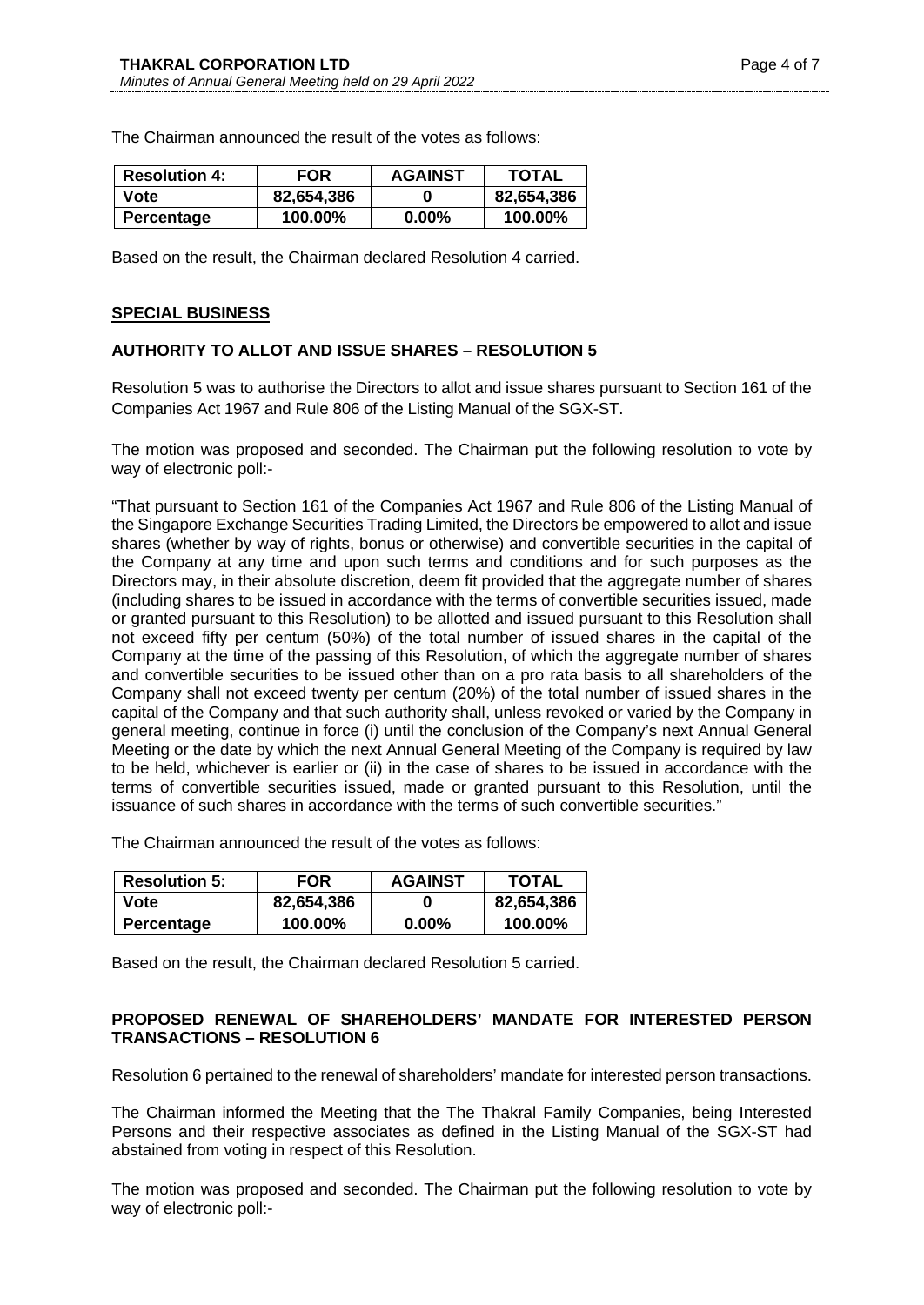The Chairman announced the result of the votes as follows:

| Resolution 4: | FOR | AGAINST | TOTAL |
|---|---|---|---|
| Vote | 82,654,386 | 0 | 82,654,386 |
| Percentage | 100.00% | 0.00% | 100.00% |

Based on the result, the Chairman declared Resolution 4 carried.

## SPECIAL BUSINESS

### AUTHORITY TO ALLOT AND ISSUE SHARES – RESOLUTION 5

Resolution 5 was to authorise the Directors to allot and issue shares pursuant to Section 161 of the Companies Act 1967 and Rule 806 of the Listing Manual of the SGX-ST.

The motion was proposed and seconded. The Chairman put the following resolution to vote by way of electronic poll:-

"That pursuant to Section 161 of the Companies Act 1967 and Rule 806 of the Listing Manual of the Singapore Exchange Securities Trading Limited, the Directors be empowered to allot and issue shares (whether by way of rights, bonus or otherwise) and convertible securities in the capital of the Company at any time and upon such terms and conditions and for such purposes as the Directors may, in their absolute discretion, deem fit provided that the aggregate number of shares (including shares to be issued in accordance with the terms of convertible securities issued, made or granted pursuant to this Resolution) to be allotted and issued pursuant to this Resolution shall not exceed fifty per centum (50%) of the total number of issued shares in the capital of the Company at the time of the passing of this Resolution, of which the aggregate number of shares and convertible securities to be issued other than on a pro rata basis to all shareholders of the Company shall not exceed twenty per centum (20%) of the total number of issued shares in the capital of the Company and that such authority shall, unless revoked or varied by the Company in general meeting, continue in force (i) until the conclusion of the Company's next Annual General Meeting or the date by which the next Annual General Meeting of the Company is required by law to be held, whichever is earlier or (ii) in the case of shares to be issued in accordance with the terms of convertible securities issued, made or granted pursuant to this Resolution, until the issuance of such shares in accordance with the terms of such convertible securities."

The Chairman announced the result of the votes as follows:

| Resolution 5: | FOR | AGAINST | TOTAL |
|---|---|---|---|
| Vote | 82,654,386 | 0 | 82,654,386 |
| Percentage | 100.00% | 0.00% | 100.00% |

Based on the result, the Chairman declared Resolution 5 carried.

### PROPOSED RENEWAL OF SHAREHOLDERS' MANDATE FOR INTERESTED PERSON TRANSACTIONS – RESOLUTION 6

Resolution 6 pertained to the renewal of shareholders' mandate for interested person transactions.

The Chairman informed the Meeting that the The Thakral Family Companies, being Interested Persons and their respective associates as defined in the Listing Manual of the SGX-ST had abstained from voting in respect of this Resolution.

The motion was proposed and seconded. The Chairman put the following resolution to vote by way of electronic poll:-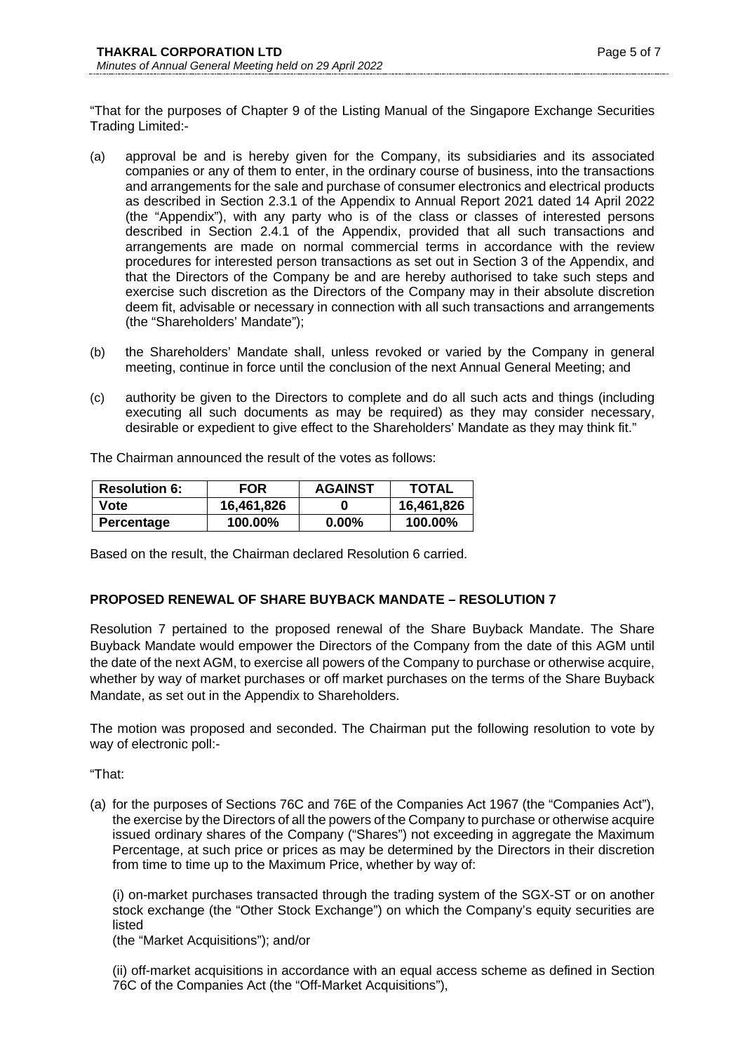"That for the purposes of Chapter 9 of the Listing Manual of the Singapore Exchange Securities Trading Limited:-

(a) approval be and is hereby given for the Company, its subsidiaries and its associated companies or any of them to enter, in the ordinary course of business, into the transactions and arrangements for the sale and purchase of consumer electronics and electrical products as described in Section 2.3.1 of the Appendix to Annual Report 2021 dated 14 April 2022 (the "Appendix"), with any party who is of the class or classes of interested persons described in Section 2.4.1 of the Appendix, provided that all such transactions and arrangements are made on normal commercial terms in accordance with the review procedures for interested person transactions as set out in Section 3 of the Appendix, and that the Directors of the Company be and are hereby authorised to take such steps and exercise such discretion as the Directors of the Company may in their absolute discretion deem fit, advisable or necessary in connection with all such transactions and arrangements (the "Shareholders' Mandate");

(b) the Shareholders' Mandate shall, unless revoked or varied by the Company in general meeting, continue in force until the conclusion of the next Annual General Meeting; and

(c) authority be given to the Directors to complete and do all such acts and things (including executing all such documents as may be required) as they may consider necessary, desirable or expedient to give effect to the Shareholders' Mandate as they may think fit."

The Chairman announced the result of the votes as follows:

| Resolution 6: | FOR | AGAINST | TOTAL |
|---|---|---|---|
| Vote | 16,461,826 | 0 | 16,461,826 |
| Percentage | 100.00% | 0.00% | 100.00% |

Based on the result, the Chairman declared Resolution 6 carried.

## PROPOSED RENEWAL OF SHARE BUYBACK MANDATE – RESOLUTION 7

Resolution 7 pertained to the proposed renewal of the Share Buyback Mandate. The Share Buyback Mandate would empower the Directors of the Company from the date of this AGM until the date of the next AGM, to exercise all powers of the Company to purchase or otherwise acquire, whether by way of market purchases or off market purchases on the terms of the Share Buyback Mandate, as set out in the Appendix to Shareholders.

The motion was proposed and seconded. The Chairman put the following resolution to vote by way of electronic poll:-

"That:

(a) for the purposes of Sections 76C and 76E of the Companies Act 1967 (the "Companies Act"), the exercise by the Directors of all the powers of the Company to purchase or otherwise acquire issued ordinary shares of the Company ("Shares") not exceeding in aggregate the Maximum Percentage, at such price or prices as may be determined by the Directors in their discretion from time to time up to the Maximum Price, whether by way of:

(i) on-market purchases transacted through the trading system of the SGX-ST or on another stock exchange (the "Other Stock Exchange") on which the Company's equity securities are listed
(the "Market Acquisitions"); and/or

(ii) off-market acquisitions in accordance with an equal access scheme as defined in Section 76C of the Companies Act (the "Off-Market Acquisitions"),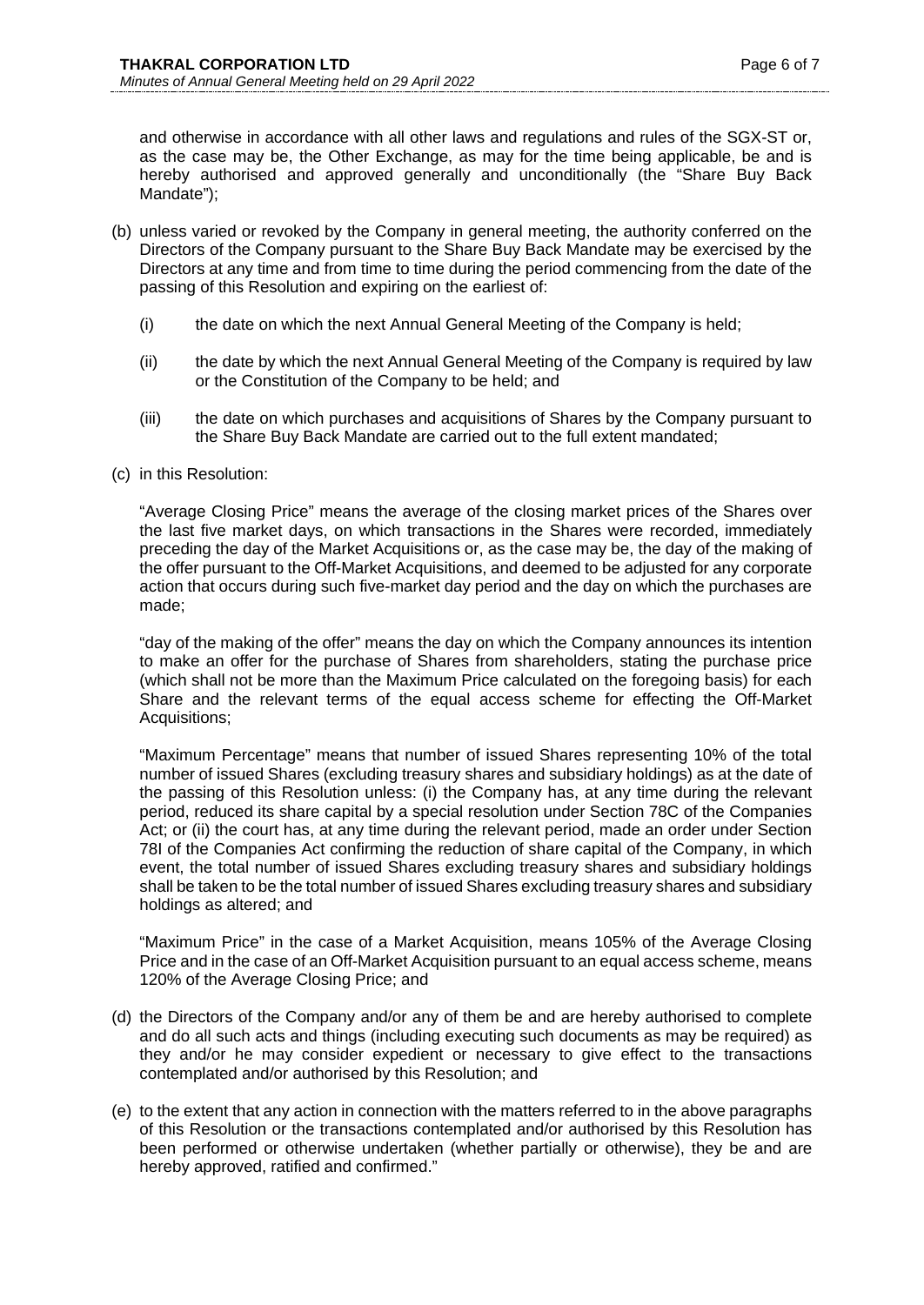and otherwise in accordance with all other laws and regulations and rules of the SGX-ST or, as the case may be, the Other Exchange, as may for the time being applicable, be and is hereby authorised and approved generally and unconditionally (the "Share Buy Back Mandate");

(b) unless varied or revoked by the Company in general meeting, the authority conferred on the Directors of the Company pursuant to the Share Buy Back Mandate may be exercised by the Directors at any time and from time to time during the period commencing from the date of the passing of this Resolution and expiring on the earliest of:

(i) the date on which the next Annual General Meeting of the Company is held;

(ii) the date by which the next Annual General Meeting of the Company is required by law or the Constitution of the Company to be held; and

(iii) the date on which purchases and acquisitions of Shares by the Company pursuant to the Share Buy Back Mandate are carried out to the full extent mandated;

(c) in this Resolution:

"Average Closing Price" means the average of the closing market prices of the Shares over the last five market days, on which transactions in the Shares were recorded, immediately preceding the day of the Market Acquisitions or, as the case may be, the day of the making of the offer pursuant to the Off-Market Acquisitions, and deemed to be adjusted for any corporate action that occurs during such five-market day period and the day on which the purchases are made;

"day of the making of the offer" means the day on which the Company announces its intention to make an offer for the purchase of Shares from shareholders, stating the purchase price (which shall not be more than the Maximum Price calculated on the foregoing basis) for each Share and the relevant terms of the equal access scheme for effecting the Off-Market Acquisitions;

"Maximum Percentage" means that number of issued Shares representing 10% of the total number of issued Shares (excluding treasury shares and subsidiary holdings) as at the date of the passing of this Resolution unless: (i) the Company has, at any time during the relevant period, reduced its share capital by a special resolution under Section 78C of the Companies Act; or (ii) the court has, at any time during the relevant period, made an order under Section 78I of the Companies Act confirming the reduction of share capital of the Company, in which event, the total number of issued Shares excluding treasury shares and subsidiary holdings shall be taken to be the total number of issued Shares excluding treasury shares and subsidiary holdings as altered; and

"Maximum Price" in the case of a Market Acquisition, means 105% of the Average Closing Price and in the case of an Off-Market Acquisition pursuant to an equal access scheme, means 120% of the Average Closing Price; and

(d) the Directors of the Company and/or any of them be and are hereby authorised to complete and do all such acts and things (including executing such documents as may be required) as they and/or he may consider expedient or necessary to give effect to the transactions contemplated and/or authorised by this Resolution; and

(e) to the extent that any action in connection with the matters referred to in the above paragraphs of this Resolution or the transactions contemplated and/or authorised by this Resolution has been performed or otherwise undertaken (whether partially or otherwise), they be and are hereby approved, ratified and confirmed."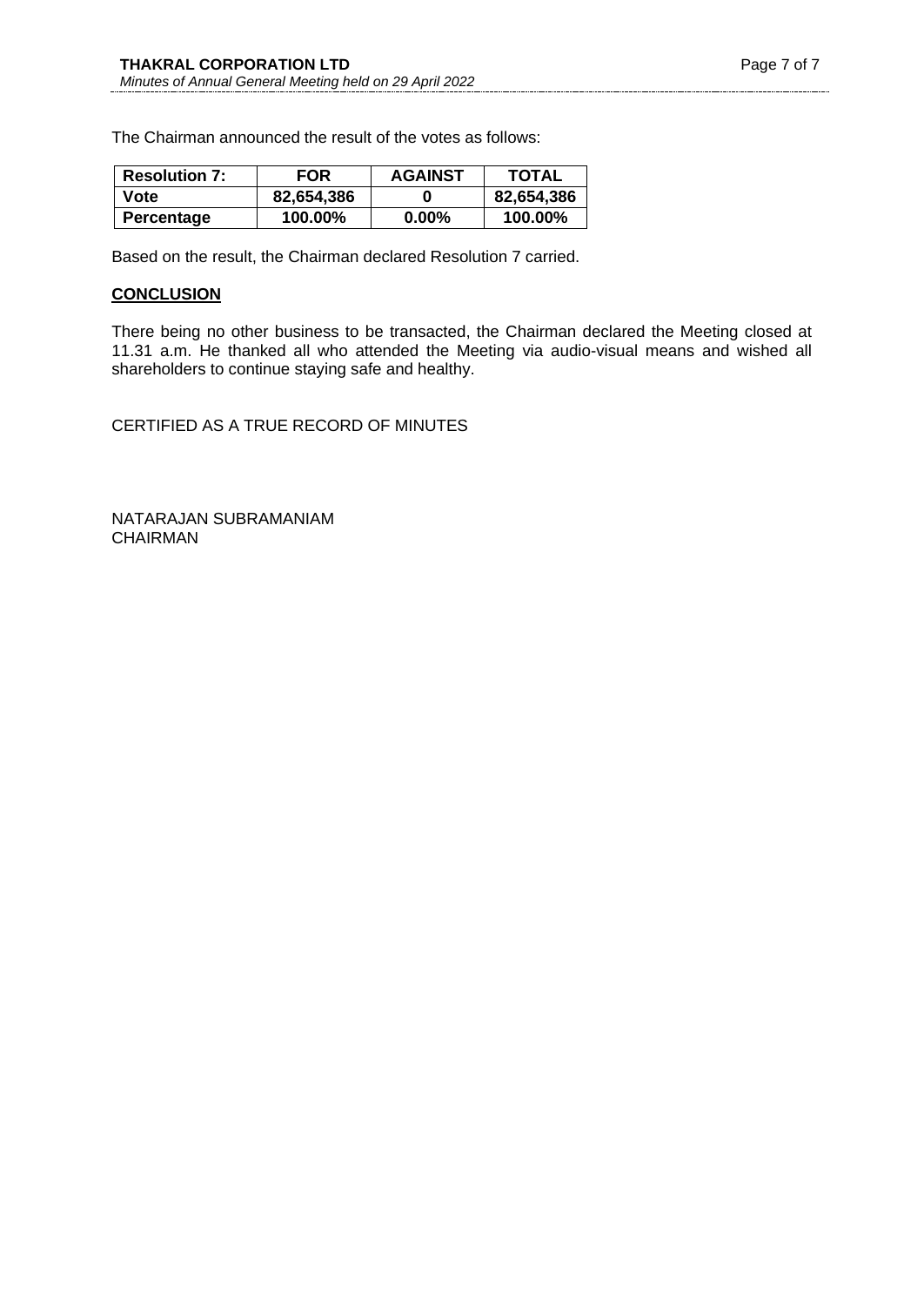The Chairman announced the result of the votes as follows:

| Resolution 7: | FOR | AGAINST | TOTAL |
| --- | --- | --- | --- |
| Vote | 82,654,386 | 0 | 82,654,386 |
| Percentage | 100.00% | 0.00% | 100.00% |

Based on the result, the Chairman declared Resolution 7 carried.

## CONCLUSION

There being no other business to be transacted, the Chairman declared the Meeting closed at 11.31 a.m. He thanked all who attended the Meeting via audio-visual means and wished all shareholders to continue staying safe and healthy.

CERTIFIED AS A TRUE RECORD OF MINUTES

NATARAJAN SUBRAMANIAM
CHAIRMAN